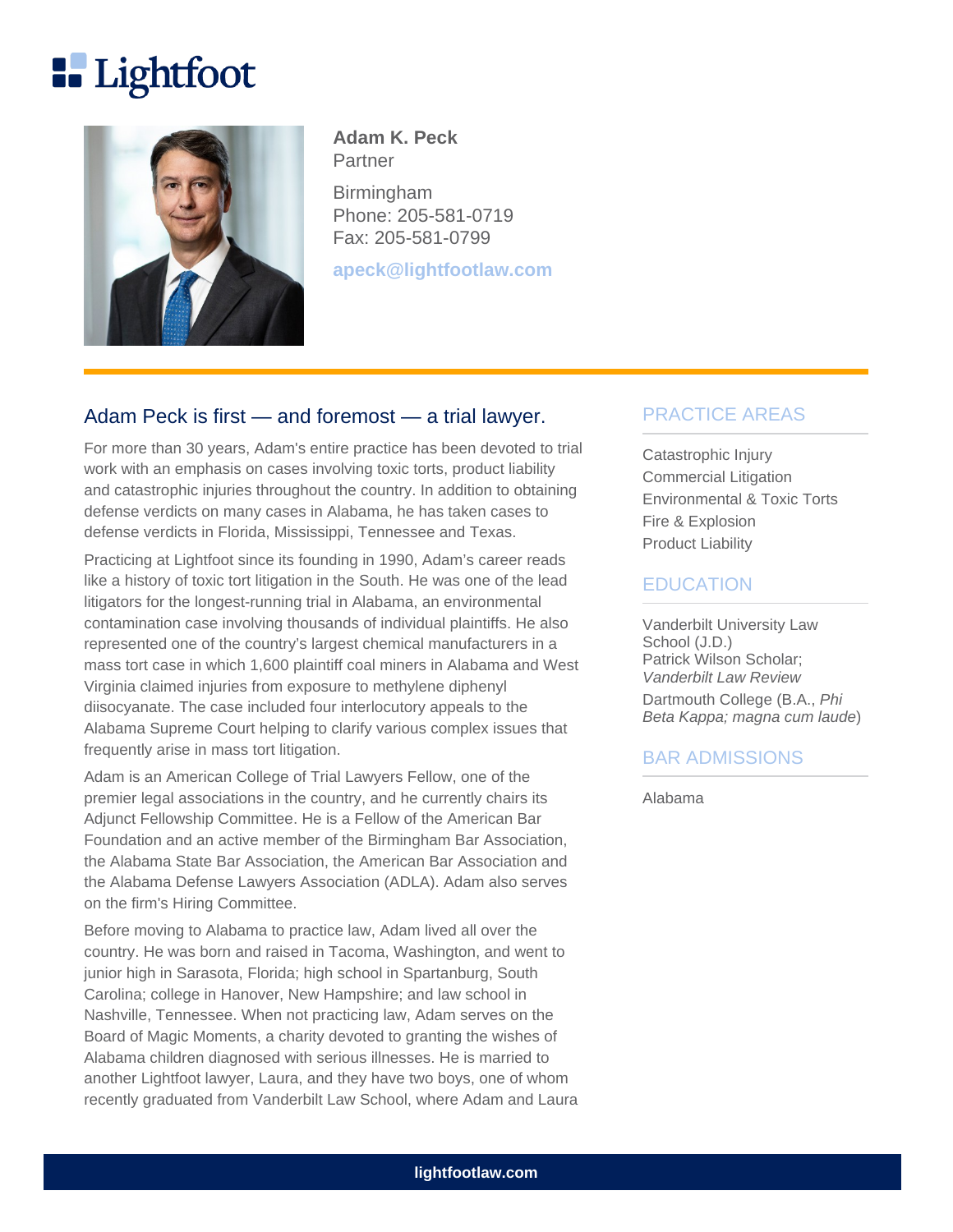# Lightfoot

**Adam K. Peck**
Partner

Birmingham
Phone: 205-581-0719
Fax: 205-581-0799

**apeck@lightfootlaw.com**

## Adam Peck is first — and foremost — a trial lawyer.

For more than 30 years, Adam's entire practice has been devoted to trial work with an emphasis on cases involving toxic torts, product liability and catastrophic injuries throughout the country. In addition to obtaining defense verdicts on many cases in Alabama, he has taken cases to defense verdicts in Florida, Mississippi, Tennessee and Texas.

Practicing at Lightfoot since its founding in 1990, Adam's career reads like a history of toxic tort litigation in the South. He was one of the lead litigators for the longest-running trial in Alabama, an environmental contamination case involving thousands of individual plaintiffs. He also represented one of the country's largest chemical manufacturers in a mass tort case in which 1,600 plaintiff coal miners in Alabama and West Virginia claimed injuries from exposure to methylene diphenyl diisocyanate. The case included four interlocutory appeals to the Alabama Supreme Court helping to clarify various complex issues that frequently arise in mass tort litigation.

Adam is an American College of Trial Lawyers Fellow, one of the premier legal associations in the country, and he currently chairs its Adjunct Fellowship Committee. He is a Fellow of the American Bar Foundation and an active member of the Birmingham Bar Association, the Alabama State Bar Association, the American Bar Association and the Alabama Defense Lawyers Association (ADLA). Adam also serves on the firm's Hiring Committee.

Before moving to Alabama to practice law, Adam lived all over the country. He was born and raised in Tacoma, Washington, and went to junior high in Sarasota, Florida; high school in Spartanburg, South Carolina; college in Hanover, New Hampshire; and law school in Nashville, Tennessee. When not practicing law, Adam serves on the Board of Magic Moments, a charity devoted to granting the wishes of Alabama children diagnosed with serious illnesses. He is married to another Lightfoot lawyer, Laura, and they have two boys, one of whom recently graduated from Vanderbilt Law School, where Adam and Laura

## PRACTICE AREAS

- Catastrophic Injury
- Commercial Litigation
- Environmental & Toxic Torts
- Fire & Explosion
- Product Liability

## EDUCATION

Vanderbilt University Law School (J.D.)
Patrick Wilson Scholar; *Vanderbilt Law Review*

Dartmouth College (B.A., *Phi Beta Kappa; magna cum laude*)

## BAR ADMISSIONS

Alabama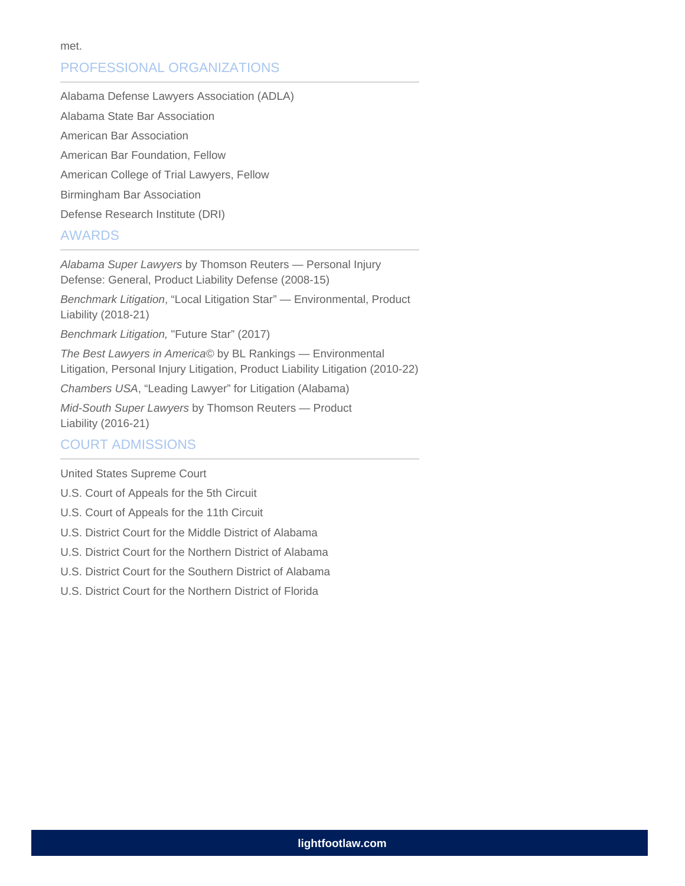met.

## PROFESSIONAL ORGANIZATIONS

Alabama Defense Lawyers Association (ADLA)

Alabama State Bar Association

American Bar Association

American Bar Foundation, Fellow

American College of Trial Lawyers, Fellow

Birmingham Bar Association

Defense Research Institute (DRI)

## AWARDS

*Alabama Super Lawyers* by Thomson Reuters — Personal Injury Defense: General, Product Liability Defense (2008-15)

*Benchmark Litigation*, "Local Litigation Star" — Environmental, Product Liability (2018-21)

*Benchmark Litigation,* "Future Star" (2017)

*The Best Lawyers in America©* by BL Rankings — Environmental Litigation, Personal Injury Litigation, Product Liability Litigation (2010-22)

*Chambers USA*, "Leading Lawyer" for Litigation (Alabama)

*Mid-South Super Lawyers* by Thomson Reuters — Product Liability (2016-21)

## COURT ADMISSIONS

United States Supreme Court

U.S. Court of Appeals for the 5th Circuit

U.S. Court of Appeals for the 11th Circuit

U.S. District Court for the Middle District of Alabama

U.S. District Court for the Northern District of Alabama

U.S. District Court for the Southern District of Alabama

U.S. District Court for the Northern District of Florida